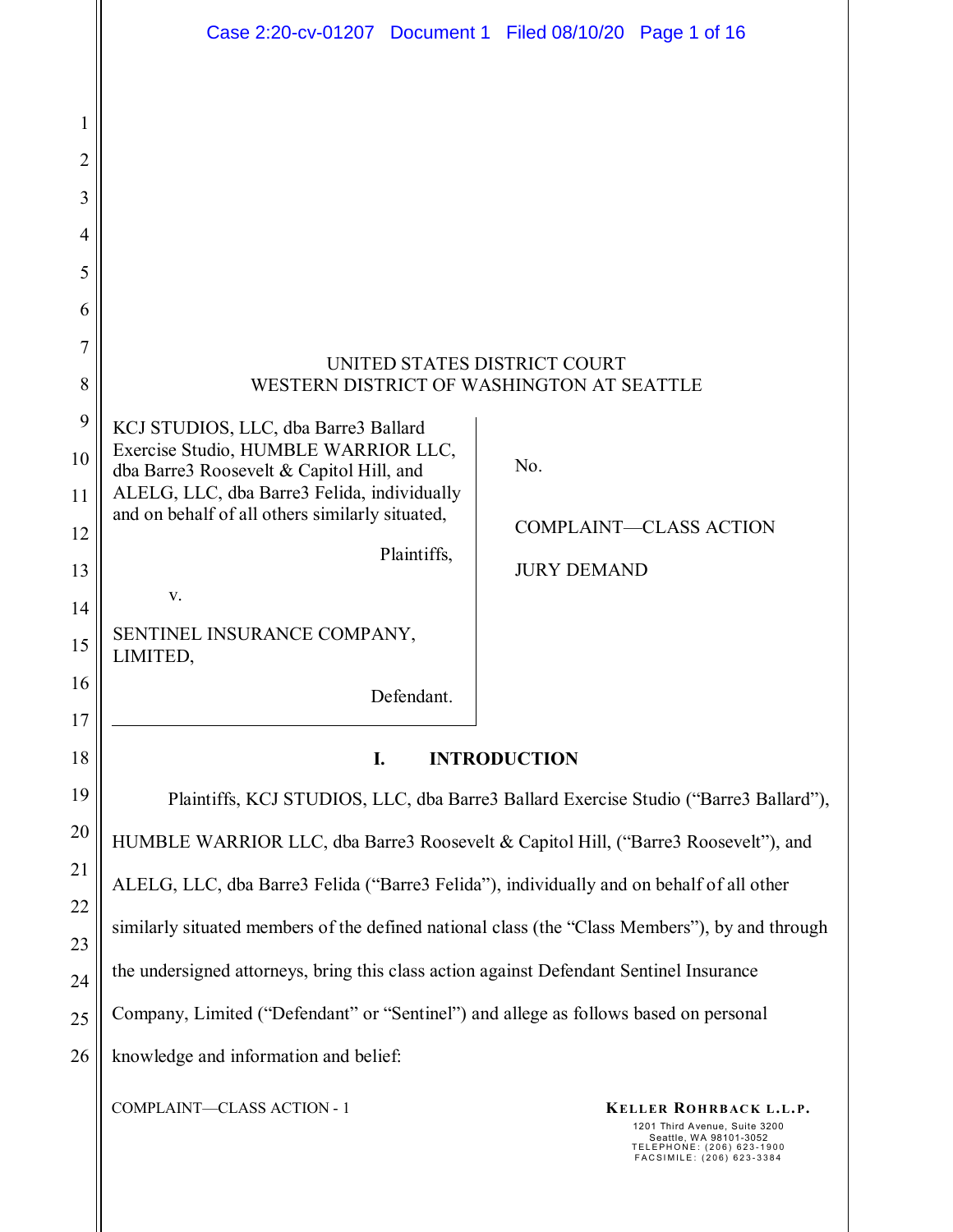UNITED STATES DISTRICT COURT
WESTERN DISTRICT OF WASHINGTON AT SEATTLE

| | |
|---|---|
| KCJ STUDIOS, LLC, dba Barre3 Ballard Exercise Studio, HUMBLE WARRIOR LLC, dba Barre3 Roosevelt & Capitol Hill, and ALELG, LLC, dba Barre3 Felida, individually and on behalf of all others similarly situated,<br><br>Plaintiffs,<br><br>v.<br><br>SENTINEL INSURANCE COMPANY, LIMITED,<br><br>Defendant. | No.<br><br>COMPLAINT—CLASS ACTION<br><br>JURY DEMAND |

## I. INTRODUCTION

Plaintiffs, KCJ STUDIOS, LLC, dba Barre3 Ballard Exercise Studio ("Barre3 Ballard"), HUMBLE WARRIOR LLC, dba Barre3 Roosevelt & Capitol Hill, ("Barre3 Roosevelt"), and ALELG, LLC, dba Barre3 Felida ("Barre3 Felida"), individually and on behalf of all other similarly situated members of the defined national class (the "Class Members"), by and through the undersigned attorneys, bring this class action against Defendant Sentinel Insurance Company, Limited ("Defendant" or "Sentinel") and allege as follows based on personal knowledge and information and belief: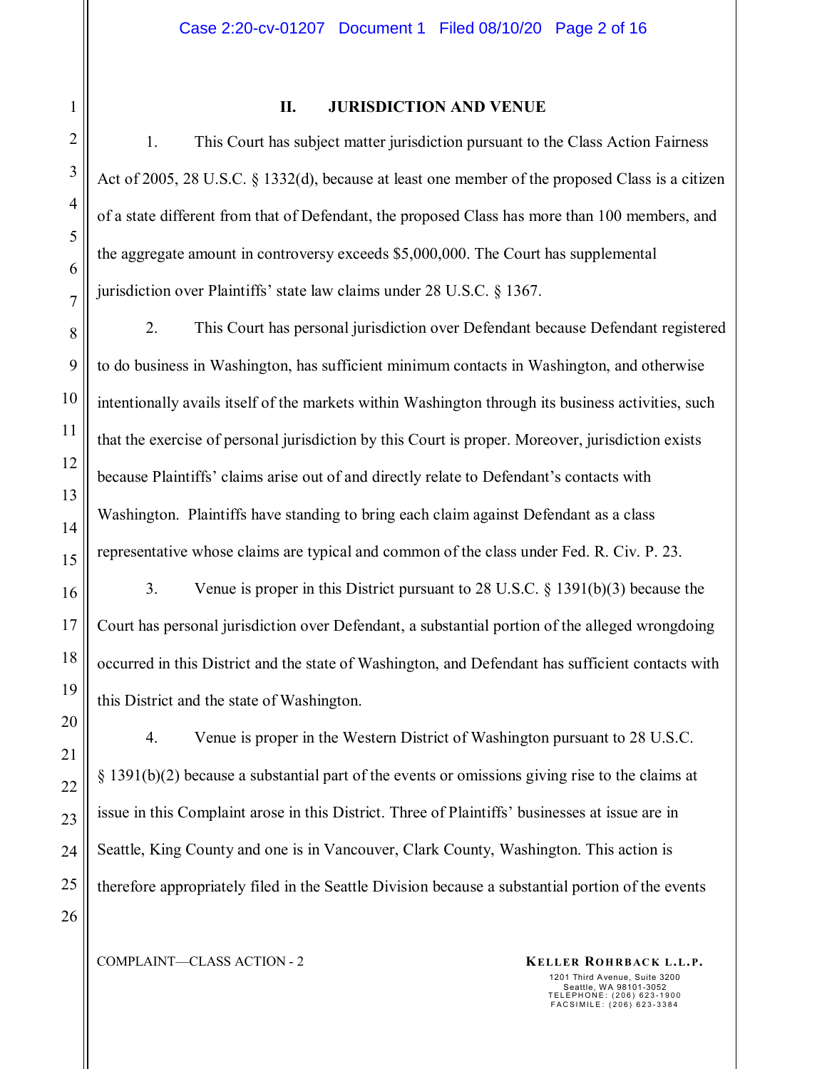## II. JURISDICTION AND VENUE

1. This Court has subject matter jurisdiction pursuant to the Class Action Fairness Act of 2005, 28 U.S.C. § 1332(d), because at least one member of the proposed Class is a citizen of a state different from that of Defendant, the proposed Class has more than 100 members, and the aggregate amount in controversy exceeds $5,000,000. The Court has supplemental jurisdiction over Plaintiffs' state law claims under 28 U.S.C. § 1367.

2. This Court has personal jurisdiction over Defendant because Defendant registered to do business in Washington, has sufficient minimum contacts in Washington, and otherwise intentionally avails itself of the markets within Washington through its business activities, such that the exercise of personal jurisdiction by this Court is proper. Moreover, jurisdiction exists because Plaintiffs' claims arise out of and directly relate to Defendant's contacts with Washington. Plaintiffs have standing to bring each claim against Defendant as a class representative whose claims are typical and common of the class under Fed. R. Civ. P. 23.

3. Venue is proper in this District pursuant to 28 U.S.C. § 1391(b)(3) because the Court has personal jurisdiction over Defendant, a substantial portion of the alleged wrongdoing occurred in this District and the state of Washington, and Defendant has sufficient contacts with this District and the state of Washington.

4. Venue is proper in the Western District of Washington pursuant to 28 U.S.C. § 1391(b)(2) because a substantial part of the events or omissions giving rise to the claims at issue in this Complaint arose in this District. Three of Plaintiffs' businesses at issue are in Seattle, King County and one is in Vancouver, Clark County, Washington. This action is therefore appropriately filed in the Seattle Division because a substantial portion of the events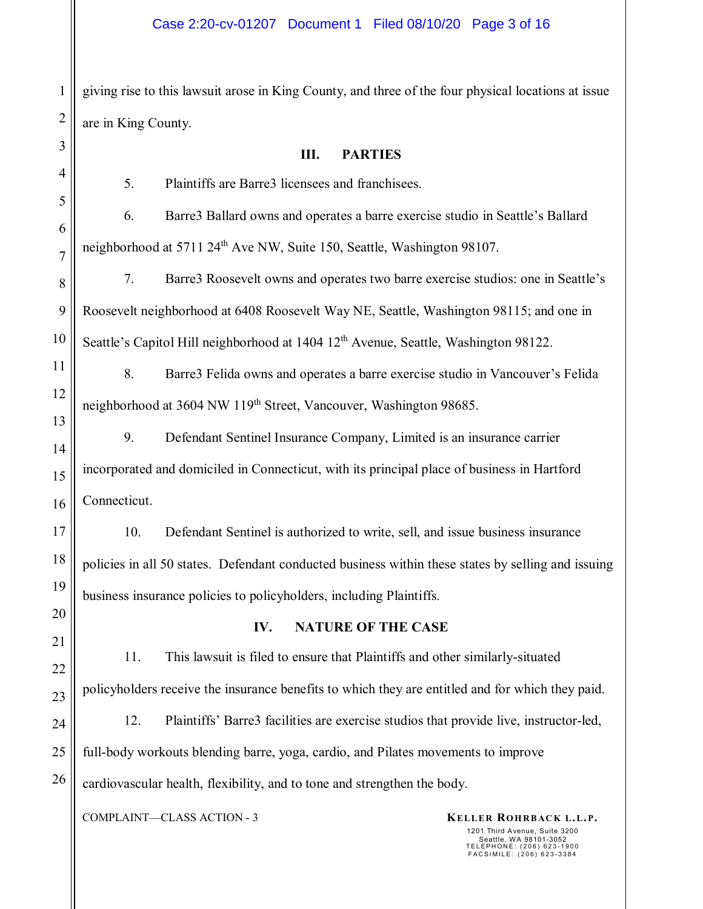giving rise to this lawsuit arose in King County, and three of the four physical locations at issue are in King County.

## III. PARTIES

5. Plaintiffs are Barre3 licensees and franchisees.

6. Barre3 Ballard owns and operates a barre exercise studio in Seattle's Ballard neighborhood at 5711 24th Ave NW, Suite 150, Seattle, Washington 98107.

7. Barre3 Roosevelt owns and operates two barre exercise studios: one in Seattle's Roosevelt neighborhood at 6408 Roosevelt Way NE, Seattle, Washington 98115; and one in Seattle's Capitol Hill neighborhood at 1404 12th Avenue, Seattle, Washington 98122.

8. Barre3 Felida owns and operates a barre exercise studio in Vancouver's Felida neighborhood at 3604 NW 119th Street, Vancouver, Washington 98685.

9. Defendant Sentinel Insurance Company, Limited is an insurance carrier incorporated and domiciled in Connecticut, with its principal place of business in Hartford Connecticut.

10. Defendant Sentinel is authorized to write, sell, and issue business insurance policies in all 50 states. Defendant conducted business within these states by selling and issuing business insurance policies to policyholders, including Plaintiffs.

## IV. NATURE OF THE CASE

11. This lawsuit is filed to ensure that Plaintiffs and other similarly-situated policyholders receive the insurance benefits to which they are entitled and for which they paid.

12. Plaintiffs' Barre3 facilities are exercise studios that provide live, instructor-led, full-body workouts blending barre, yoga, cardio, and Pilates movements to improve cardiovascular health, flexibility, and to tone and strengthen the body.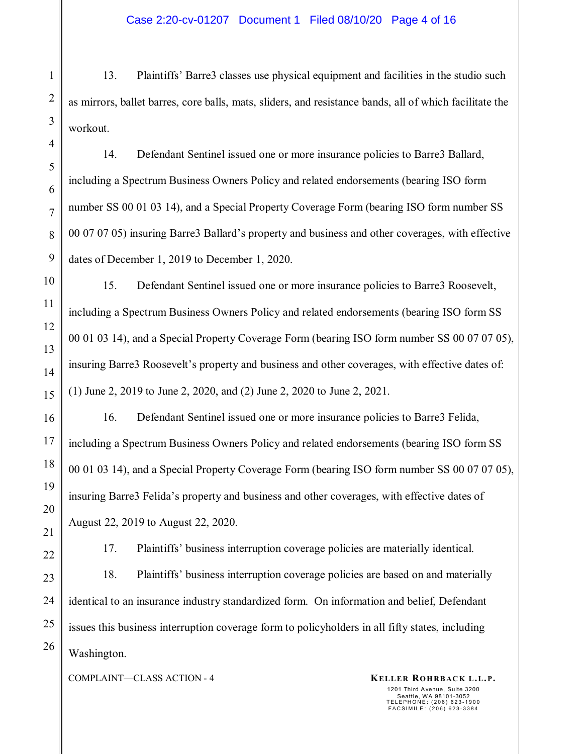13. Plaintiffs' Barre3 classes use physical equipment and facilities in the studio such as mirrors, ballet barres, core balls, mats, sliders, and resistance bands, all of which facilitate the workout.

14. Defendant Sentinel issued one or more insurance policies to Barre3 Ballard, including a Spectrum Business Owners Policy and related endorsements (bearing ISO form number SS 00 01 03 14), and a Special Property Coverage Form (bearing ISO form number SS 00 07 07 05) insuring Barre3 Ballard's property and business and other coverages, with effective dates of December 1, 2019 to December 1, 2020.

15. Defendant Sentinel issued one or more insurance policies to Barre3 Roosevelt, including a Spectrum Business Owners Policy and related endorsements (bearing ISO form SS 00 01 03 14), and a Special Property Coverage Form (bearing ISO form number SS 00 07 07 05), insuring Barre3 Roosevelt's property and business and other coverages, with effective dates of: (1) June 2, 2019 to June 2, 2020, and (2) June 2, 2020 to June 2, 2021.

16. Defendant Sentinel issued one or more insurance policies to Barre3 Felida, including a Spectrum Business Owners Policy and related endorsements (bearing ISO form SS 00 01 03 14), and a Special Property Coverage Form (bearing ISO form number SS 00 07 07 05), insuring Barre3 Felida's property and business and other coverages, with effective dates of August 22, 2019 to August 22, 2020.

17. Plaintiffs' business interruption coverage policies are materially identical.

18. Plaintiffs' business interruption coverage policies are based on and materially identical to an insurance industry standardized form. On information and belief, Defendant issues this business interruption coverage form to policyholders in all fifty states, including Washington.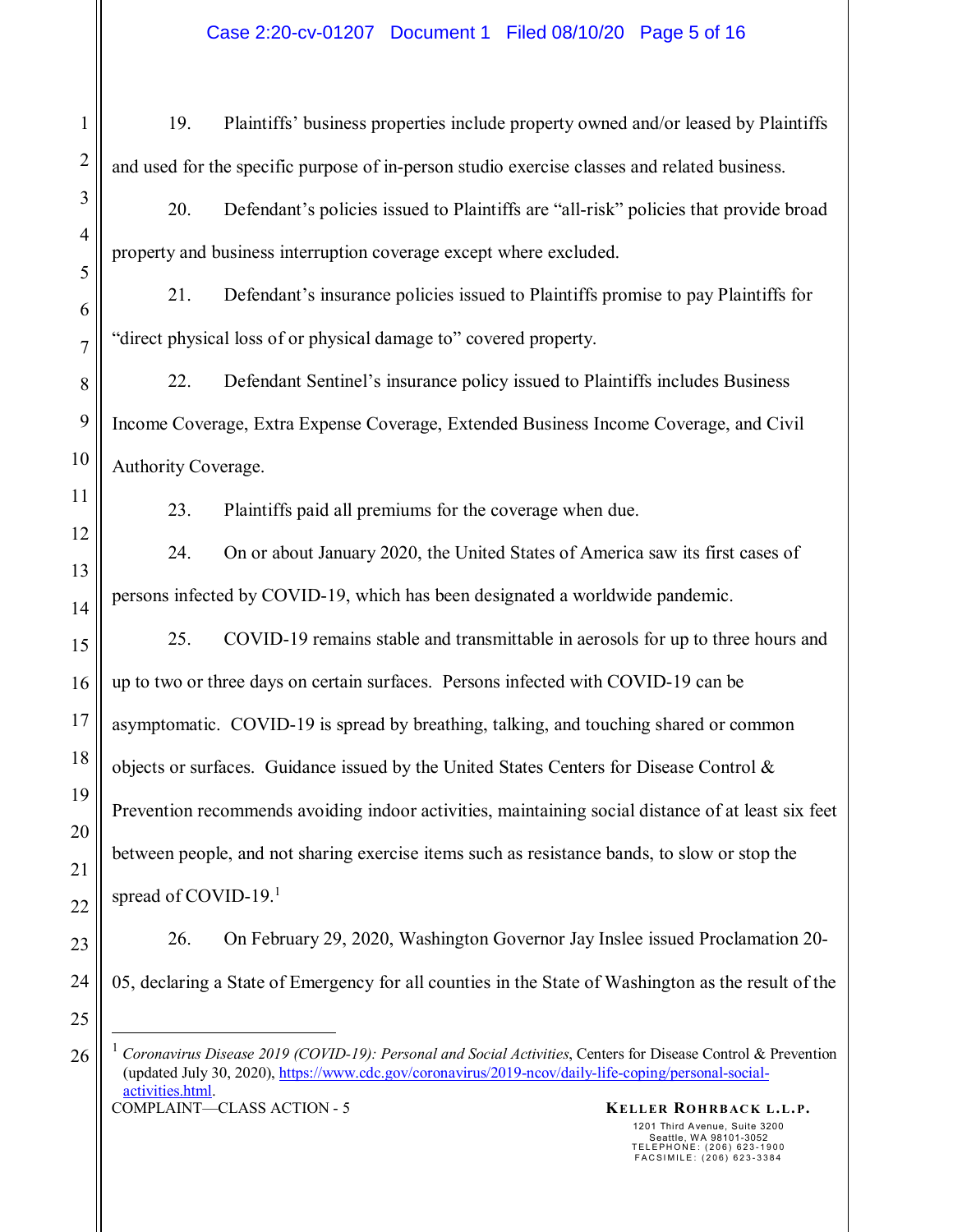19. Plaintiffs' business properties include property owned and/or leased by Plaintiffs and used for the specific purpose of in-person studio exercise classes and related business.

20. Defendant's policies issued to Plaintiffs are "all-risk" policies that provide broad property and business interruption coverage except where excluded.

21. Defendant's insurance policies issued to Plaintiffs promise to pay Plaintiffs for "direct physical loss of or physical damage to" covered property.

22. Defendant Sentinel's insurance policy issued to Plaintiffs includes Business Income Coverage, Extra Expense Coverage, Extended Business Income Coverage, and Civil Authority Coverage.

23. Plaintiffs paid all premiums for the coverage when due.

24. On or about January 2020, the United States of America saw its first cases of persons infected by COVID-19, which has been designated a worldwide pandemic.

25. COVID-19 remains stable and transmittable in aerosols for up to three hours and up to two or three days on certain surfaces. Persons infected with COVID-19 can be asymptomatic. COVID-19 is spread by breathing, talking, and touching shared or common objects or surfaces. Guidance issued by the United States Centers for Disease Control & Prevention recommends avoiding indoor activities, maintaining social distance of at least six feet between people, and not sharing exercise items such as resistance bands, to slow or stop the spread of COVID-19.[1]

26. On February 29, 2020, Washington Governor Jay Inslee issued Proclamation 20-05, declaring a State of Emergency for all counties in the State of Washington as the result of the

---

[1] *Coronavirus Disease 2019 (COVID-19): Personal and Social Activities*, Centers for Disease Control & Prevention (updated July 30, 2020), https://www.cdc.gov/coronavirus/2019-ncov/daily-life-coping/personal-social-activities.html.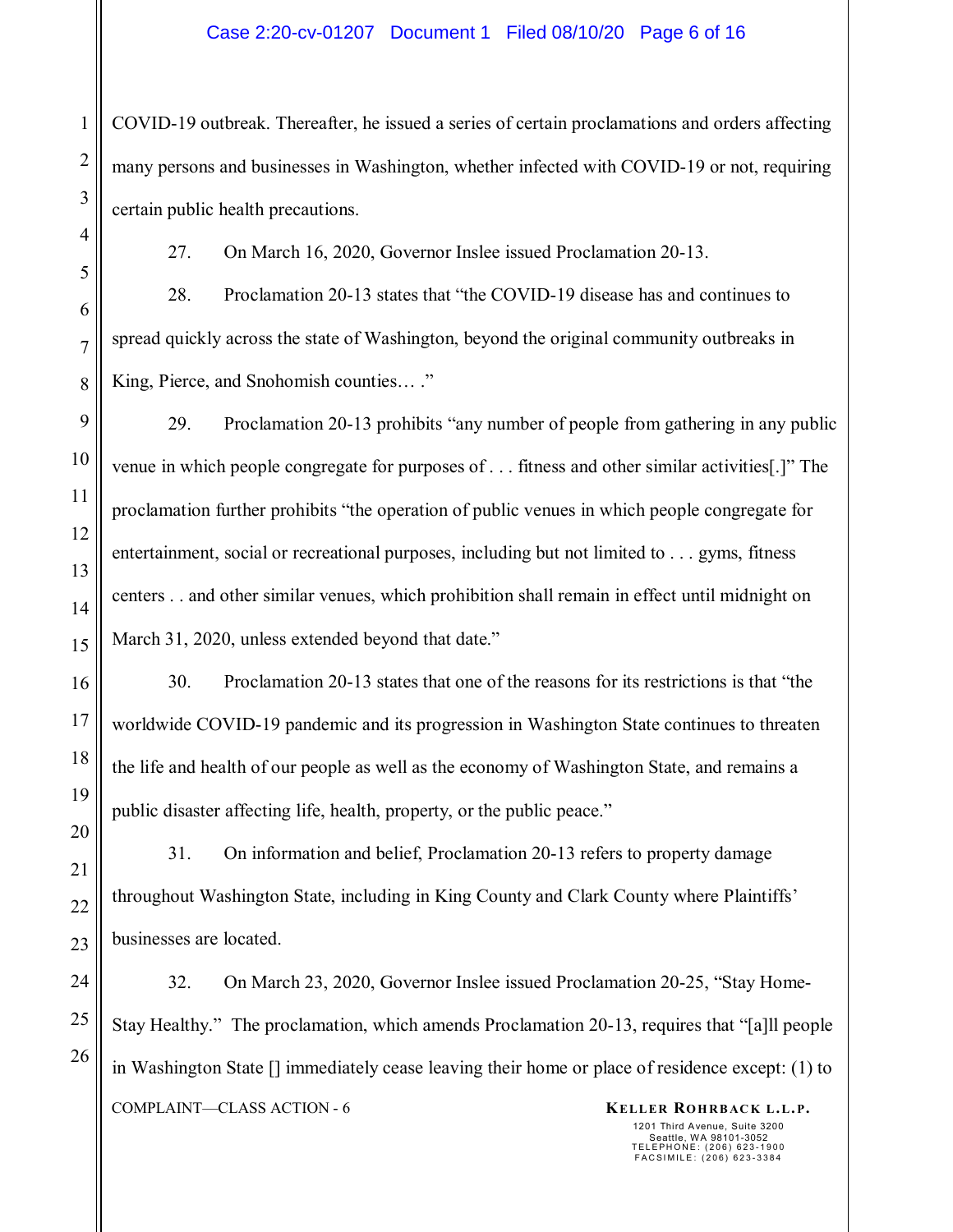COVID-19 outbreak. Thereafter, he issued a series of certain proclamations and orders affecting many persons and businesses in Washington, whether infected with COVID-19 or not, requiring certain public health precautions.

27. On March 16, 2020, Governor Inslee issued Proclamation 20-13.

28. Proclamation 20-13 states that "the COVID-19 disease has and continues to spread quickly across the state of Washington, beyond the original community outbreaks in King, Pierce, and Snohomish counties… ."

29. Proclamation 20-13 prohibits "any number of people from gathering in any public venue in which people congregate for purposes of . . . fitness and other similar activities[.]" The proclamation further prohibits "the operation of public venues in which people congregate for entertainment, social or recreational purposes, including but not limited to . . . gyms, fitness centers . . and other similar venues, which prohibition shall remain in effect until midnight on March 31, 2020, unless extended beyond that date."

30. Proclamation 20-13 states that one of the reasons for its restrictions is that "the worldwide COVID-19 pandemic and its progression in Washington State continues to threaten the life and health of our people as well as the economy of Washington State, and remains a public disaster affecting life, health, property, or the public peace."

31. On information and belief, Proclamation 20-13 refers to property damage throughout Washington State, including in King County and Clark County where Plaintiffs' businesses are located.

32. On March 23, 2020, Governor Inslee issued Proclamation 20-25, "Stay Home-Stay Healthy." The proclamation, which amends Proclamation 20-13, requires that "[a]ll people in Washington State [] immediately cease leaving their home or place of residence except: (1) to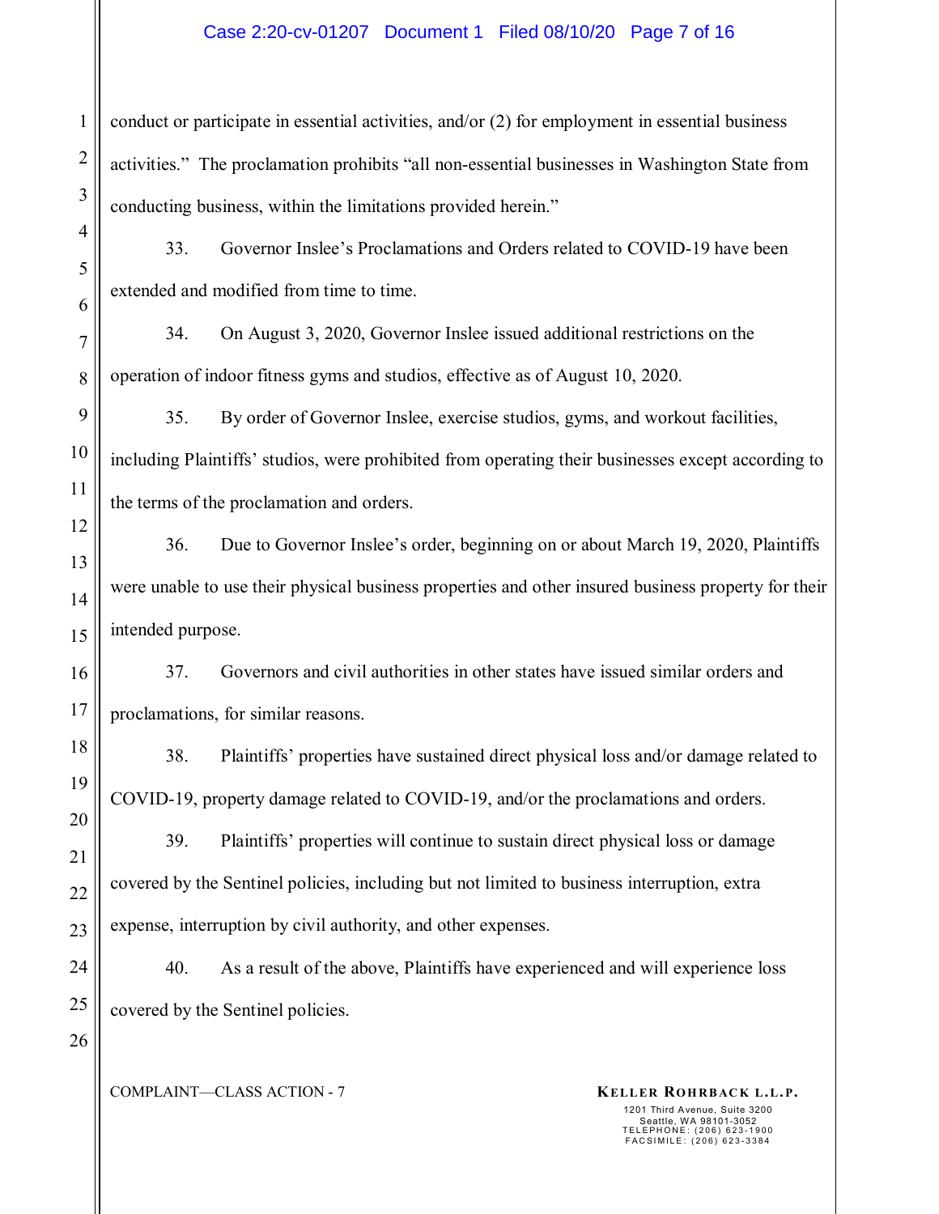conduct or participate in essential activities, and/or (2) for employment in essential business activities." The proclamation prohibits "all non-essential businesses in Washington State from conducting business, within the limitations provided herein."

33. Governor Inslee's Proclamations and Orders related to COVID-19 have been extended and modified from time to time.

34. On August 3, 2020, Governor Inslee issued additional restrictions on the operation of indoor fitness gyms and studios, effective as of August 10, 2020.

35. By order of Governor Inslee, exercise studios, gyms, and workout facilities, including Plaintiffs' studios, were prohibited from operating their businesses except according to the terms of the proclamation and orders.

36. Due to Governor Inslee's order, beginning on or about March 19, 2020, Plaintiffs were unable to use their physical business properties and other insured business property for their intended purpose.

37. Governors and civil authorities in other states have issued similar orders and proclamations, for similar reasons.

38. Plaintiffs' properties have sustained direct physical loss and/or damage related to COVID-19, property damage related to COVID-19, and/or the proclamations and orders.

39. Plaintiffs' properties will continue to sustain direct physical loss or damage covered by the Sentinel policies, including but not limited to business interruption, extra expense, interruption by civil authority, and other expenses.

40. As a result of the above, Plaintiffs have experienced and will experience loss covered by the Sentinel policies.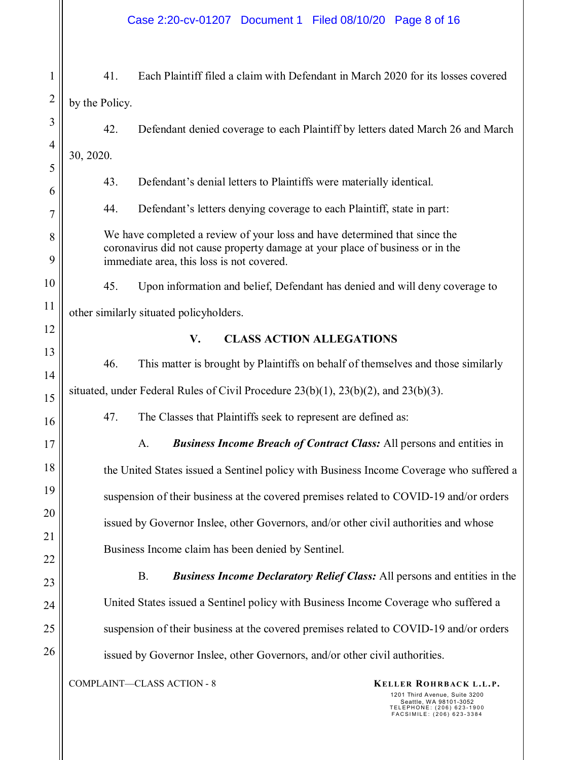41. Each Plaintiff filed a claim with Defendant in March 2020 for its losses covered by the Policy.

42. Defendant denied coverage to each Plaintiff by letters dated March 26 and March 30, 2020.

43. Defendant's denial letters to Plaintiffs were materially identical.

44. Defendant's letters denying coverage to each Plaintiff, state in part:

> We have completed a review of your loss and have determined that since the coronavirus did not cause property damage at your place of business or in the immediate area, this loss is not covered.

45. Upon information and belief, Defendant has denied and will deny coverage to other similarly situated policyholders.

## V. CLASS ACTION ALLEGATIONS

46. This matter is brought by Plaintiffs on behalf of themselves and those similarly situated, under Federal Rules of Civil Procedure 23(b)(1), 23(b)(2), and 23(b)(3).

47. The Classes that Plaintiffs seek to represent are defined as:

A. ***Business Income Breach of Contract Class:*** All persons and entities in the United States issued a Sentinel policy with Business Income Coverage who suffered a suspension of their business at the covered premises related to COVID-19 and/or orders issued by Governor Inslee, other Governors, and/or other civil authorities and whose Business Income claim has been denied by Sentinel.

B. ***Business Income Declaratory Relief Class:*** All persons and entities in the United States issued a Sentinel policy with Business Income Coverage who suffered a suspension of their business at the covered premises related to COVID-19 and/or orders issued by Governor Inslee, other Governors, and/or other civil authorities.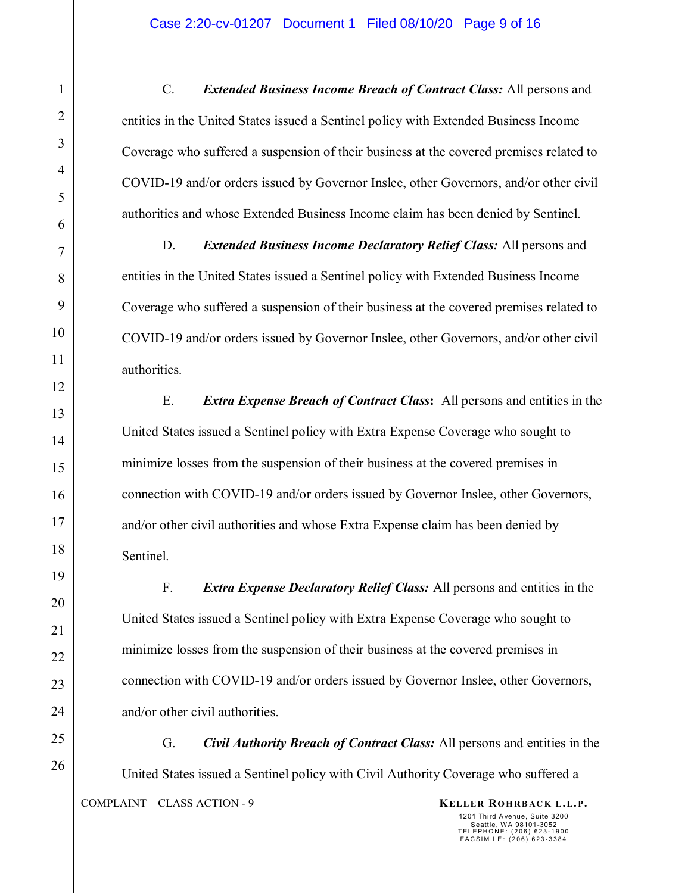C. ***Extended Business Income Breach of Contract Class:*** All persons and entities in the United States issued a Sentinel policy with Extended Business Income Coverage who suffered a suspension of their business at the covered premises related to COVID-19 and/or orders issued by Governor Inslee, other Governors, and/or other civil authorities and whose Extended Business Income claim has been denied by Sentinel.

D. ***Extended Business Income Declaratory Relief Class:*** All persons and entities in the United States issued a Sentinel policy with Extended Business Income Coverage who suffered a suspension of their business at the covered premises related to COVID-19 and/or orders issued by Governor Inslee, other Governors, and/or other civil authorities.

E. ***Extra Expense Breach of Contract Class*****:** All persons and entities in the United States issued a Sentinel policy with Extra Expense Coverage who sought to minimize losses from the suspension of their business at the covered premises in connection with COVID-19 and/or orders issued by Governor Inslee, other Governors, and/or other civil authorities and whose Extra Expense claim has been denied by Sentinel.

F. ***Extra Expense Declaratory Relief Class:*** All persons and entities in the United States issued a Sentinel policy with Extra Expense Coverage who sought to minimize losses from the suspension of their business at the covered premises in connection with COVID-19 and/or orders issued by Governor Inslee, other Governors, and/or other civil authorities.

G. ***Civil Authority Breach of Contract Class:*** All persons and entities in the United States issued a Sentinel policy with Civil Authority Coverage who suffered a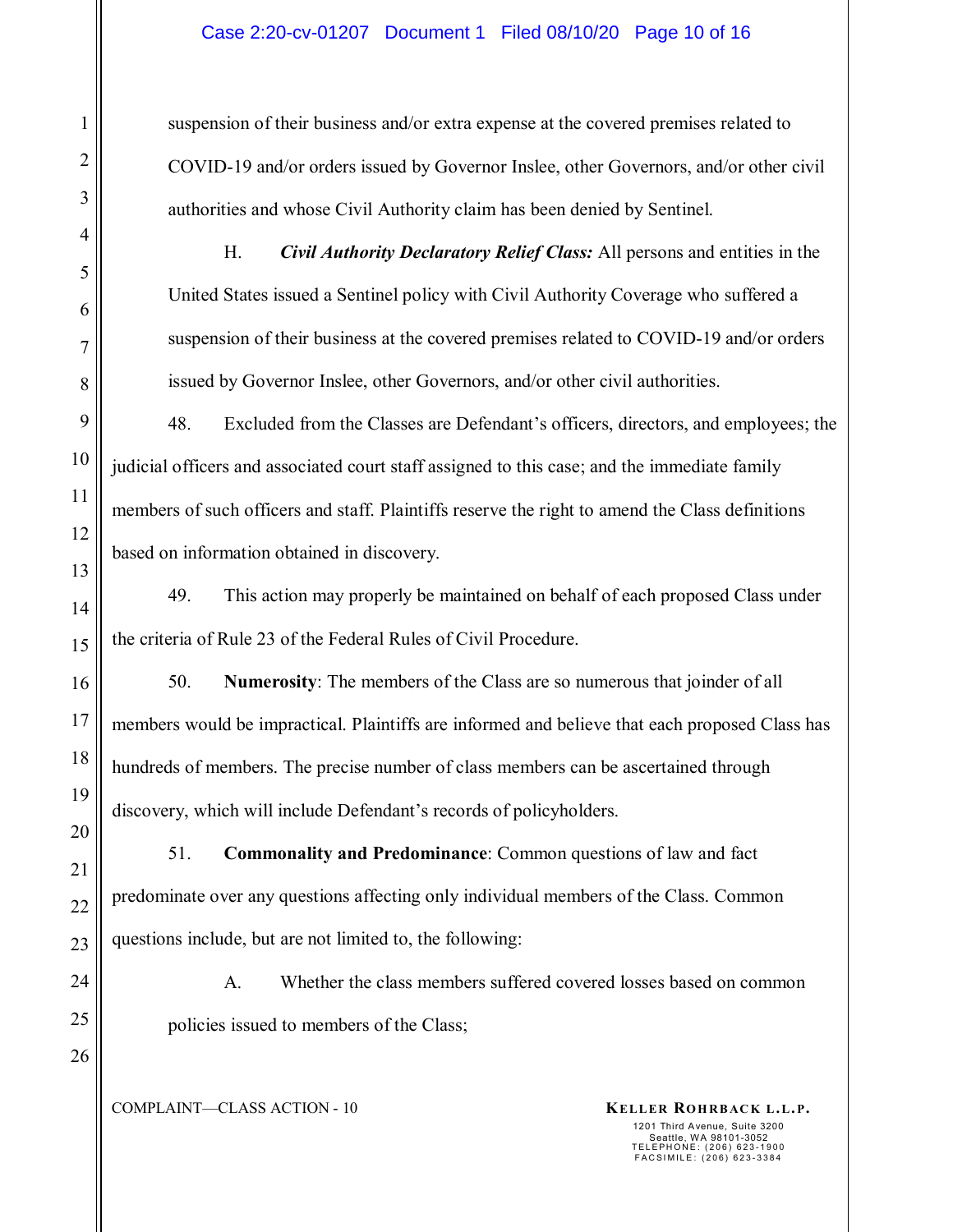suspension of their business and/or extra expense at the covered premises related to COVID-19 and/or orders issued by Governor Inslee, other Governors, and/or other civil authorities and whose Civil Authority claim has been denied by Sentinel.

H. ***Civil Authority Declaratory Relief Class:*** All persons and entities in the United States issued a Sentinel policy with Civil Authority Coverage who suffered a suspension of their business at the covered premises related to COVID-19 and/or orders issued by Governor Inslee, other Governors, and/or other civil authorities.

48. Excluded from the Classes are Defendant's officers, directors, and employees; the judicial officers and associated court staff assigned to this case; and the immediate family members of such officers and staff. Plaintiffs reserve the right to amend the Class definitions based on information obtained in discovery.

49. This action may properly be maintained on behalf of each proposed Class under the criteria of Rule 23 of the Federal Rules of Civil Procedure.

50. **Numerosity**: The members of the Class are so numerous that joinder of all members would be impractical. Plaintiffs are informed and believe that each proposed Class has hundreds of members. The precise number of class members can be ascertained through discovery, which will include Defendant's records of policyholders.

51. **Commonality and Predominance**: Common questions of law and fact predominate over any questions affecting only individual members of the Class. Common questions include, but are not limited to, the following:

A. Whether the class members suffered covered losses based on common policies issued to members of the Class;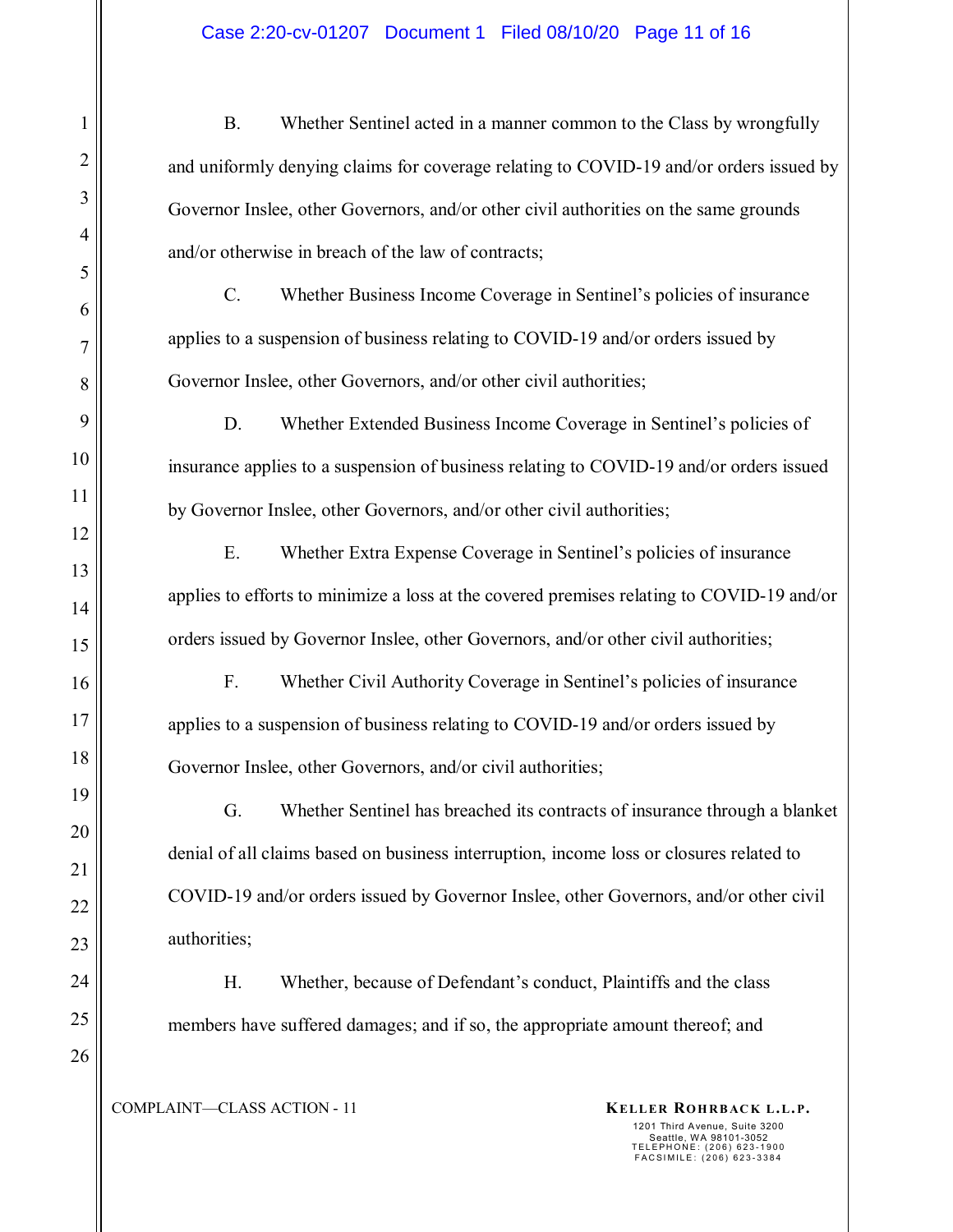B. Whether Sentinel acted in a manner common to the Class by wrongfully and uniformly denying claims for coverage relating to COVID-19 and/or orders issued by Governor Inslee, other Governors, and/or other civil authorities on the same grounds and/or otherwise in breach of the law of contracts;

C. Whether Business Income Coverage in Sentinel's policies of insurance applies to a suspension of business relating to COVID-19 and/or orders issued by Governor Inslee, other Governors, and/or other civil authorities;

D. Whether Extended Business Income Coverage in Sentinel's policies of insurance applies to a suspension of business relating to COVID-19 and/or orders issued by Governor Inslee, other Governors, and/or other civil authorities;

E. Whether Extra Expense Coverage in Sentinel's policies of insurance applies to efforts to minimize a loss at the covered premises relating to COVID-19 and/or orders issued by Governor Inslee, other Governors, and/or other civil authorities;

F. Whether Civil Authority Coverage in Sentinel's policies of insurance applies to a suspension of business relating to COVID-19 and/or orders issued by Governor Inslee, other Governors, and/or civil authorities;

G. Whether Sentinel has breached its contracts of insurance through a blanket denial of all claims based on business interruption, income loss or closures related to COVID-19 and/or orders issued by Governor Inslee, other Governors, and/or other civil authorities;

H. Whether, because of Defendant's conduct, Plaintiffs and the class members have suffered damages; and if so, the appropriate amount thereof; and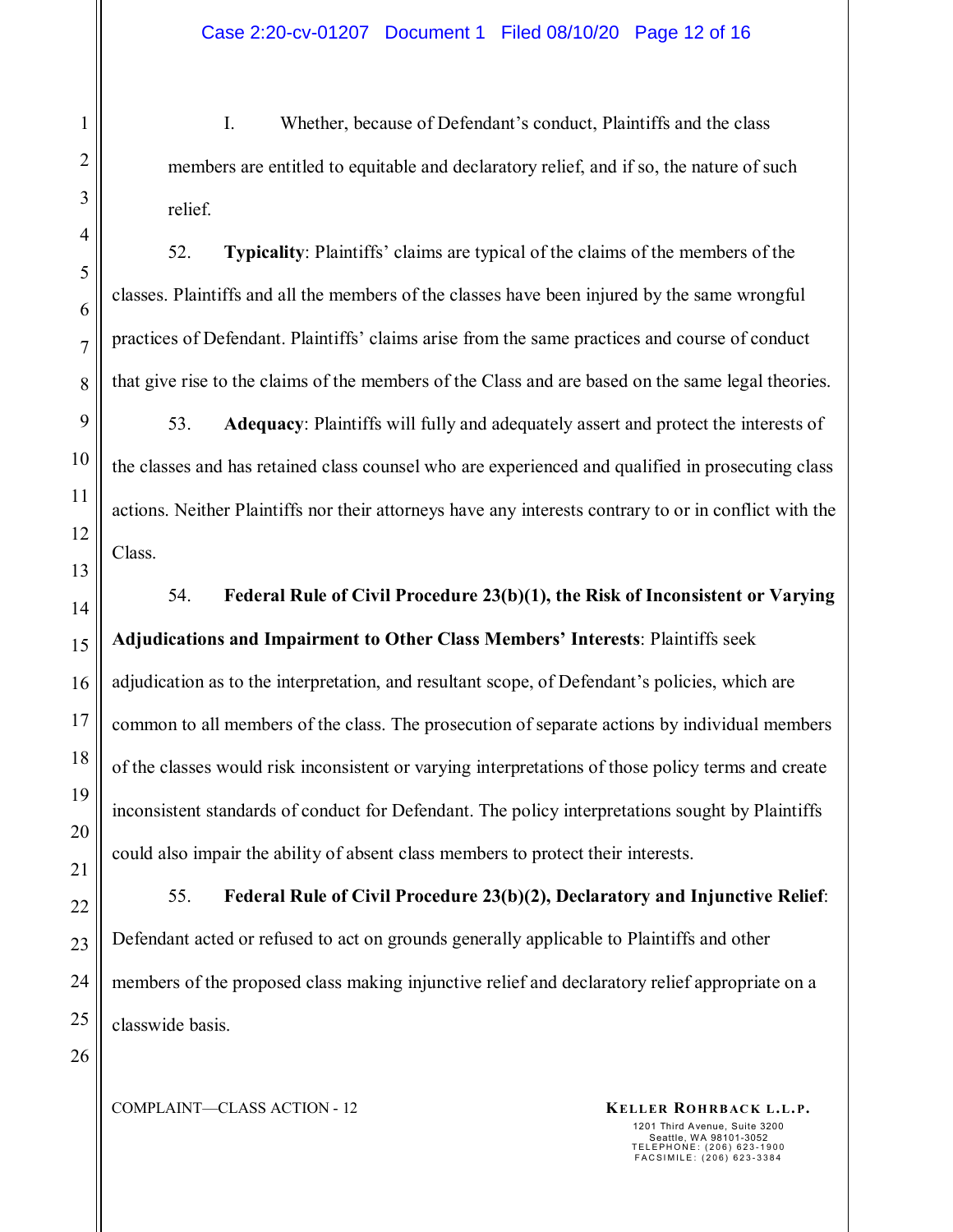I. Whether, because of Defendant's conduct, Plaintiffs and the class members are entitled to equitable and declaratory relief, and if so, the nature of such relief.

52. **Typicality**: Plaintiffs' claims are typical of the claims of the members of the classes. Plaintiffs and all the members of the classes have been injured by the same wrongful practices of Defendant. Plaintiffs' claims arise from the same practices and course of conduct that give rise to the claims of the members of the Class and are based on the same legal theories.

53. **Adequacy**: Plaintiffs will fully and adequately assert and protect the interests of the classes and has retained class counsel who are experienced and qualified in prosecuting class actions. Neither Plaintiffs nor their attorneys have any interests contrary to or in conflict with the Class.

54. **Federal Rule of Civil Procedure 23(b)(1), the Risk of Inconsistent or Varying Adjudications and Impairment to Other Class Members' Interests**: Plaintiffs seek adjudication as to the interpretation, and resultant scope, of Defendant's policies, which are common to all members of the class. The prosecution of separate actions by individual members of the classes would risk inconsistent or varying interpretations of those policy terms and create inconsistent standards of conduct for Defendant. The policy interpretations sought by Plaintiffs could also impair the ability of absent class members to protect their interests.

55. **Federal Rule of Civil Procedure 23(b)(2), Declaratory and Injunctive Relief**: Defendant acted or refused to act on grounds generally applicable to Plaintiffs and other members of the proposed class making injunctive relief and declaratory relief appropriate on a classwide basis.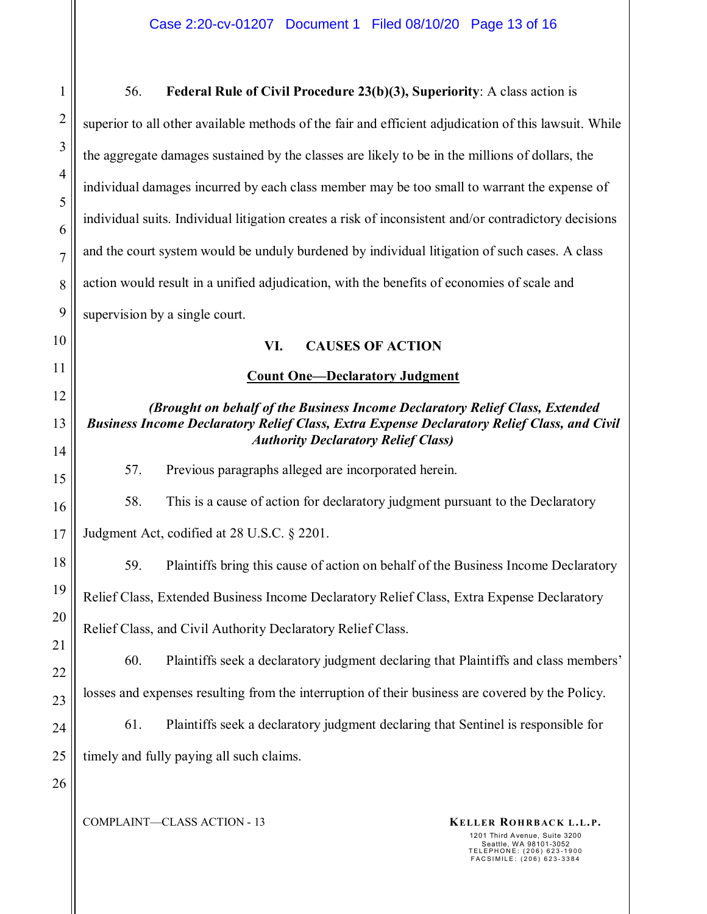56. **Federal Rule of Civil Procedure 23(b)(3), Superiority**: A class action is superior to all other available methods of the fair and efficient adjudication of this lawsuit. While the aggregate damages sustained by the classes are likely to be in the millions of dollars, the individual damages incurred by each class member may be too small to warrant the expense of individual suits. Individual litigation creates a risk of inconsistent and/or contradictory decisions and the court system would be unduly burdened by individual litigation of such cases. A class action would result in a unified adjudication, with the benefits of economies of scale and supervision by a single court.

## VI. CAUSES OF ACTION

### Count One—Declaratory Judgment

***(Brought on behalf of the Business Income Declaratory Relief Class, Extended Business Income Declaratory Relief Class, Extra Expense Declaratory Relief Class, and Civil Authority Declaratory Relief Class)***

57. Previous paragraphs alleged are incorporated herein.

58. This is a cause of action for declaratory judgment pursuant to the Declaratory Judgment Act, codified at 28 U.S.C. § 2201.

59. Plaintiffs bring this cause of action on behalf of the Business Income Declaratory Relief Class, Extended Business Income Declaratory Relief Class, Extra Expense Declaratory Relief Class, and Civil Authority Declaratory Relief Class.

60. Plaintiffs seek a declaratory judgment declaring that Plaintiffs and class members' losses and expenses resulting from the interruption of their business are covered by the Policy.

61. Plaintiffs seek a declaratory judgment declaring that Sentinel is responsible for timely and fully paying all such claims.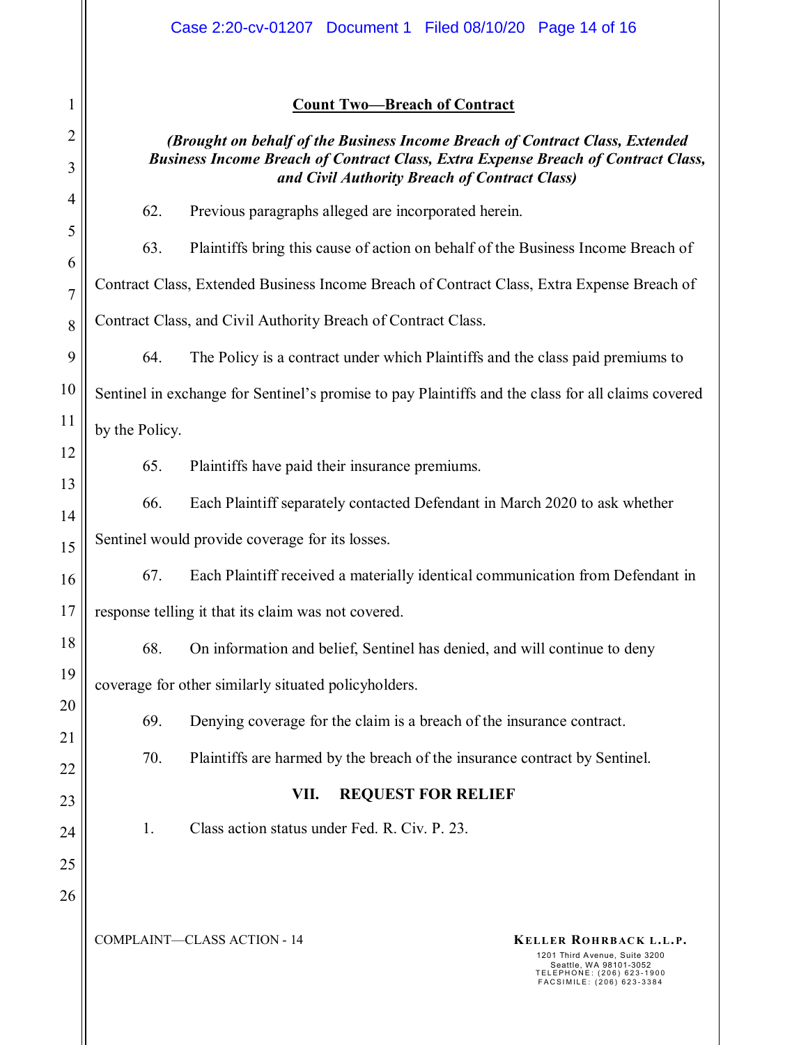**Count Two—Breach of Contract**

***(Brought on behalf of the Business Income Breach of Contract Class, Extended Business Income Breach of Contract Class, Extra Expense Breach of Contract Class, and Civil Authority Breach of Contract Class)***

62. Previous paragraphs alleged are incorporated herein.

63. Plaintiffs bring this cause of action on behalf of the Business Income Breach of Contract Class, Extended Business Income Breach of Contract Class, Extra Expense Breach of Contract Class, and Civil Authority Breach of Contract Class.

64. The Policy is a contract under which Plaintiffs and the class paid premiums to Sentinel in exchange for Sentinel's promise to pay Plaintiffs and the class for all claims covered by the Policy.

65. Plaintiffs have paid their insurance premiums.

66. Each Plaintiff separately contacted Defendant in March 2020 to ask whether Sentinel would provide coverage for its losses.

67. Each Plaintiff received a materially identical communication from Defendant in response telling it that its claim was not covered.

68. On information and belief, Sentinel has denied, and will continue to deny coverage for other similarly situated policyholders.

69. Denying coverage for the claim is a breach of the insurance contract.

70. Plaintiffs are harmed by the breach of the insurance contract by Sentinel.

## VII. REQUEST FOR RELIEF

1. Class action status under Fed. R. Civ. P. 23.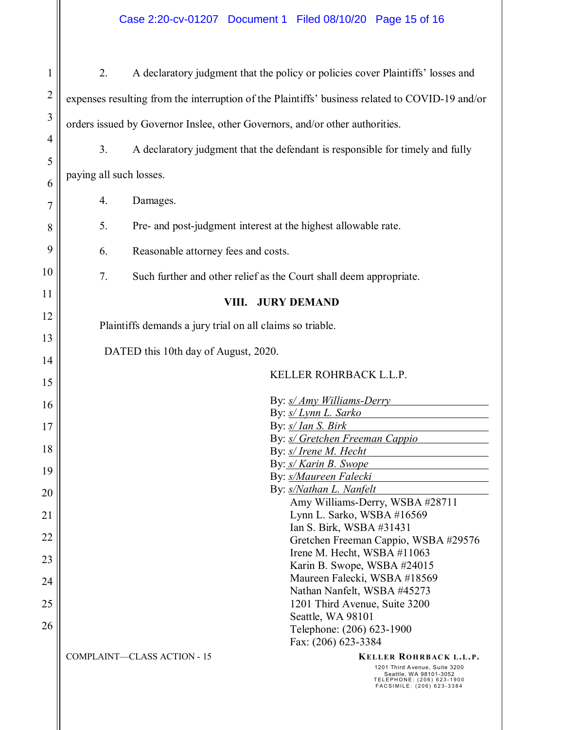2. A declaratory judgment that the policy or policies cover Plaintiffs' losses and expenses resulting from the interruption of the Plaintiffs' business related to COVID-19 and/or orders issued by Governor Inslee, other Governors, and/or other authorities.

3. A declaratory judgment that the defendant is responsible for timely and fully paying all such losses.

4. Damages.

5. Pre- and post-judgment interest at the highest allowable rate.

6. Reasonable attorney fees and costs.

7. Such further and other relief as the Court shall deem appropriate.

## VIII. JURY DEMAND

Plaintiffs demands a jury trial on all claims so triable.

DATED this 10th day of August, 2020.

KELLER ROHRBACK L.L.P.

By: *s/ Amy Williams-Derry*
By: *s/ Lynn L. Sarko*
By: *s/ Ian S. Birk*
By: *s/ Gretchen Freeman Cappio*
By: *s/ Irene M. Hecht*
By: *s/ Karin B. Swope*
By: *s/Maureen Falecki*
By: *s/Nathan L. Nanfelt*

Amy Williams-Derry, WSBA #28711
Lynn L. Sarko, WSBA #16569
Ian S. Birk, WSBA #31431
Gretchen Freeman Cappio, WSBA #29576
Irene M. Hecht, WSBA #11063
Karin B. Swope, WSBA #24015
Maureen Falecki, WSBA #18569
Nathan Nanfelt, WSBA #45273
1201 Third Avenue, Suite 3200
Seattle, WA 98101
Telephone: (206) 623-1900
Fax: (206) 623-3384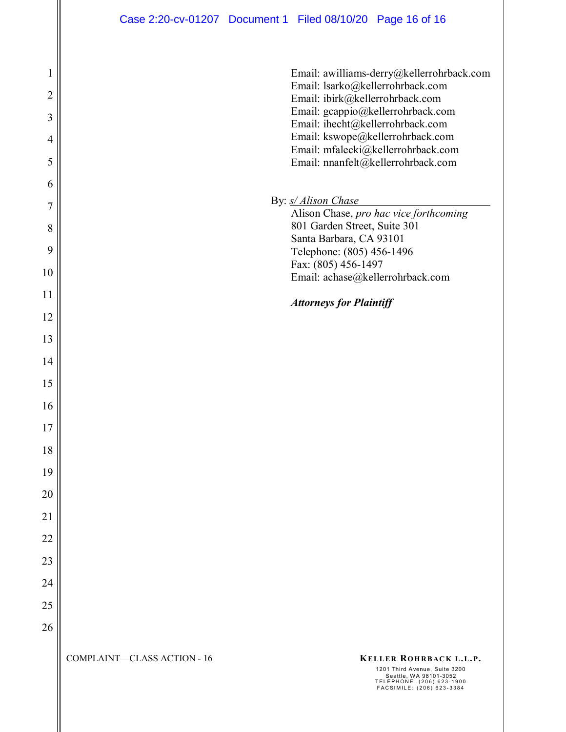Email: awilliams-derry@kellerrohrback.com
Email: lsarko@kellerrohrback.com
Email: ibirk@kellerrohrback.com
Email: gcappio@kellerrohrback.com
Email: ihecht@kellerrohrback.com
Email: kswope@kellerrohrback.com
Email: mfalecki@kellerrohrback.com
Email: nnanfelt@kellerrohrback.com

By: *s/ Alison Chase*
Alison Chase, *pro hac vice forthcoming*
801 Garden Street, Suite 301
Santa Barbara, CA 93101
Telephone: (805) 456-1496
Fax: (805) 456-1497
Email: achase@kellerrohrback.com

***Attorneys for Plaintiff***